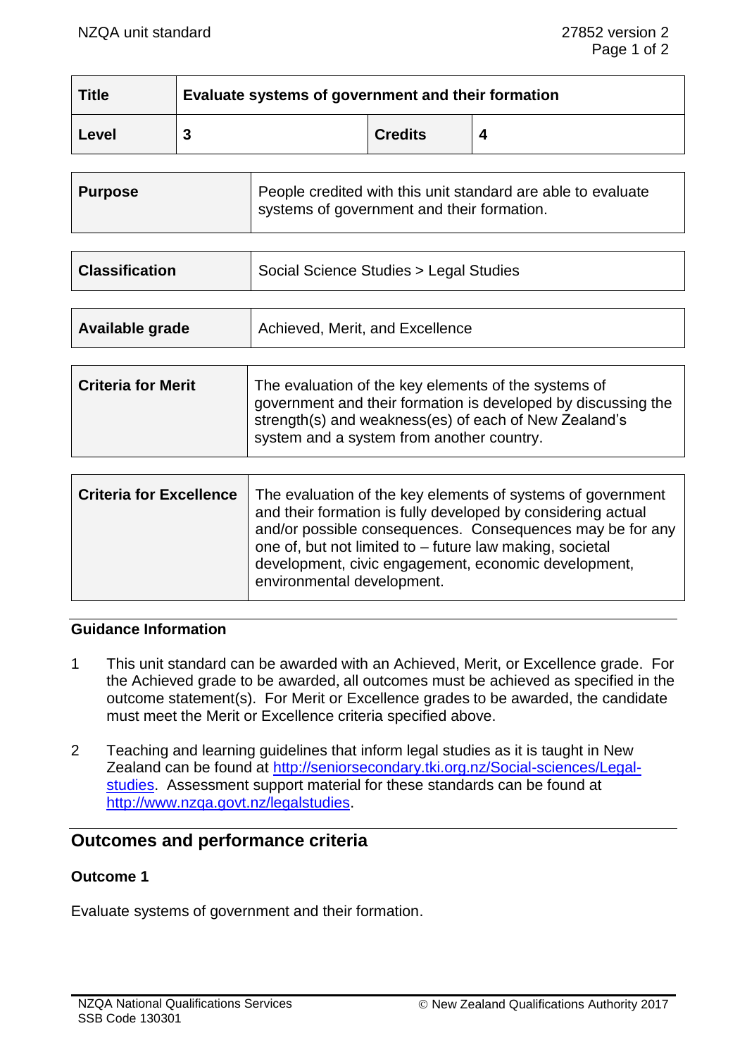| Title | Evaluate systems of government and their formation | | |
| --- | --- | --- | --- |
| Level | 3 | Credits | 4 |

| Purpose | People credited with this unit standard are able to evaluate systems of government and their formation. |
| --- | --- |

| Classification | Social Science Studies > Legal Studies |
| --- | --- |

| Available grade | Achieved, Merit, and Excellence |
| --- | --- |

| Criteria for Merit | The evaluation of the key elements of the systems of government and their formation is developed by discussing the strength(s) and weakness(es) of each of New Zealand's system and a system from another country. |
| --- | --- |

| Criteria for Excellence | The evaluation of the key elements of systems of government and their formation is fully developed by considering actual and/or possible consequences. Consequences may be for any one of, but not limited to – future law making, societal development, civic engagement, economic development, environmental development. |
| --- | --- |

## Guidance Information

1. This unit standard can be awarded with an Achieved, Merit, or Excellence grade. For the Achieved grade to be awarded, all outcomes must be achieved as specified in the outcome statement(s). For Merit or Excellence grades to be awarded, the candidate must meet the Merit or Excellence criteria specified above.

2. Teaching and learning guidelines that inform legal studies as it is taught in New Zealand can be found at http://seniorsecondary.tki.org.nz/Social-sciences/Legal-studies. Assessment support material for these standards can be found at http://www.nzqa.govt.nz/legalstudies.

## Outcomes and performance criteria

### Outcome 1

Evaluate systems of government and their formation.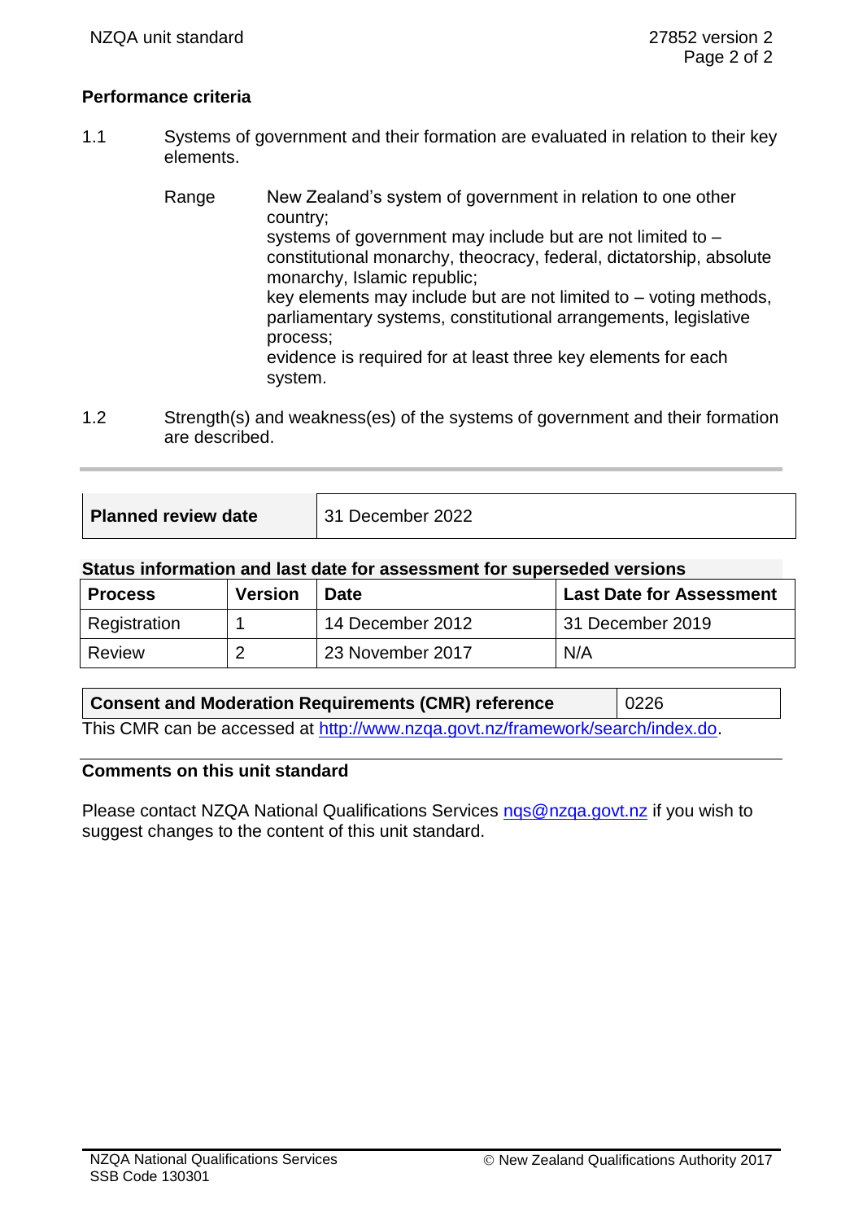**Performance criteria**

1.1 Systems of government and their formation are evaluated in relation to their key elements.

Range
New Zealand's system of government in relation to one other country;
systems of government may include but are not limited to – constitutional monarchy, theocracy, federal, dictatorship, absolute monarchy, Islamic republic;
key elements may include but are not limited to – voting methods, parliamentary systems, constitutional arrangements, legislative process;
evidence is required for at least three key elements for each system.

1.2 Strength(s) and weakness(es) of the systems of government and their formation are described.

| | |
|---|---|
| **Planned review date** | 31 December 2022 |

**Status information and last date for assessment for superseded versions**

| Process | Version | Date | Last Date for Assessment |
|---|---|---|---|
| Registration | 1 | 14 December 2012 | 31 December 2019 |
| Review | 2 | 23 November 2017 | N/A |

| | |
|---|---|
| **Consent and Moderation Requirements (CMR) reference** | 0226 |

This CMR can be accessed at http://www.nzqa.govt.nz/framework/search/index.do.

**Comments on this unit standard**

Please contact NZQA National Qualifications Services nqs@nzqa.govt.nz if you wish to suggest changes to the content of this unit standard.